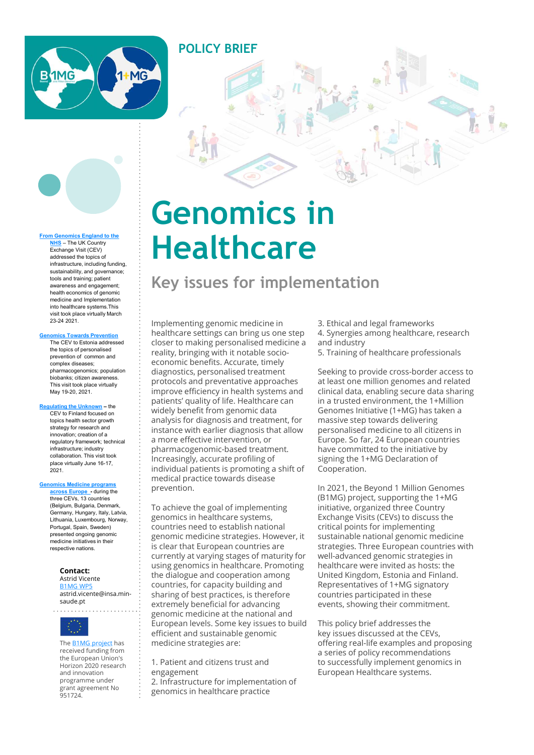POLICY BRIEF

# Genomics in Healthcare

## Key issues for implementation

Implementing genomic medicine in healthcare settings can bring us one step closer to making personalised medicine a reality, bringing with it notable socio-economic benefits. Accurate, timely diagnostics, personalised treatment protocols and preventative approaches improve efficiency in health systems and patients' quality of life. Healthcare can widely benefit from genomic data analysis for diagnosis and treatment, for instance with earlier diagnosis that allow a more effective intervention, or pharmacogenomic-based treatment. Increasingly, accurate profiling of individual patients is promoting a shift of medical practice towards disease prevention.

To achieve the goal of implementing genomics in healthcare systems, countries need to establish national genomic medicine strategies. However, it is clear that European countries are currently at varying stages of maturity for using genomics in healthcare. Promoting the dialogue and cooperation among countries, for capacity building and sharing of best practices, is therefore extremely beneficial for advancing genomic medicine at the national and European levels. Some key issues to build efficient and sustainable genomic medicine strategies are:

1. Patient and citizens trust and engagement
2. Infrastructure for implementation of genomics in healthcare practice
3. Ethical and legal frameworks
4. Synergies among healthcare, research and industry
5. Training of healthcare professionals

Seeking to provide cross-border access to at least one million genomes and related clinical data, enabling secure data sharing in a trusted environment, the 1+Million Genomes Initiative (1+MG) has taken a massive step towards delivering personalised medicine to all citizens in Europe. So far, 24 European countries have committed to the initiative by signing the 1+MG Declaration of Cooperation.

In 2021, the Beyond 1 Million Genomes (B1MG) project, supporting the 1+MG initiative, organized three Country Exchange Visits (CEVs) to discuss the critical points for implementing sustainable national genomic medicine strategies. Three European countries with well-advanced genomic strategies in healthcare were invited as hosts: the United Kingdom, Estonia and Finland. Representatives of 1+MG signatory countries participated in these events, showing their commitment.

This policy brief addresses the key issues discussed at the CEVs, offering real-life examples and proposing a series of policy recommendations to successfully implement genomics in European Healthcare systems.

**From Genomics England to the NHS** – The UK Country Exchange Visit (CEV) addressed the topics of infrastructure, including funding, sustainability, and governance; tools and training; patient awareness and engagement; health economics of genomic medicine and Implementation into healthcare systems.This visit took place virtually March 23-24 2021.

**Genomics Towards Prevention** The CEV to Estonia addressed the topics of personalised prevention of common and complex diseases; pharmacogenomics; population biobanks; citizen awareness. This visit took place virtually May 19-20, 2021.

**Regulating the Unknown** – the CEV to Finland focused on topics health sector growth strategy for research and innovation; creation of a regulatory framework; technical infrastructure; industry collaboration. This visit took place virtually June 16-17, 2021.

**Genomics Medicine programs across Europe** - during the three CEVs, 13 countries (Belgium, Bulgaria, Denmark, Germany, Hungary, Italy, Latvia, Lithuania, Luxembourg, Norway, Portugal, Spain, Sweden) presented ongoing genomic medicine initiatives in their respective nations.

**Contact:**
Astrid Vicente
B1MG WP5
astrid.vicente@insa.min-saude.pt

The B1MG project has received funding from the European Union's Horizon 2020 research and innovation programme under grant agreement No 951724.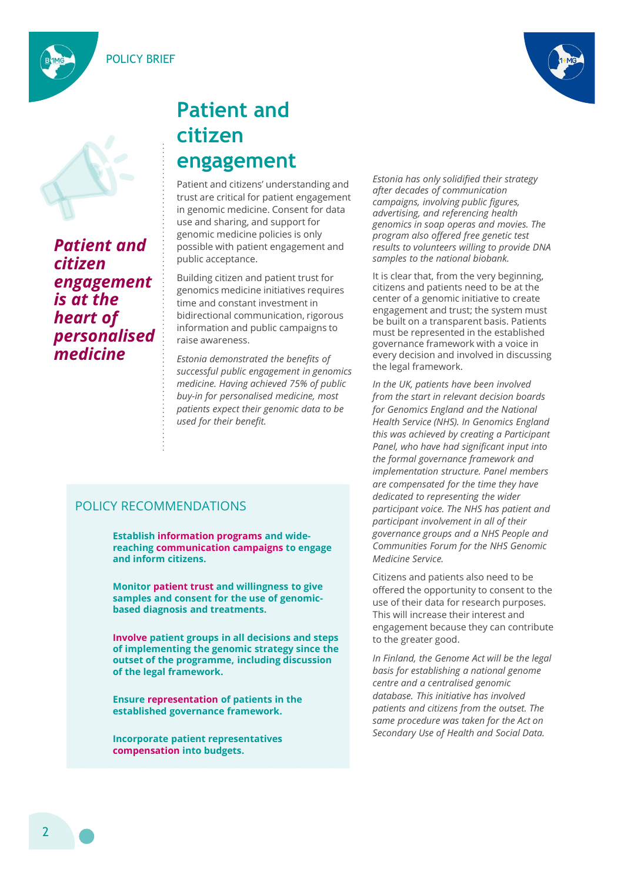# Patient and citizen engagement

***Patient and citizen engagement is at the heart of personalised medicine***

Patient and citizens' understanding and trust are critical for patient engagement in genomic medicine. Consent for data use and sharing, and support for genomic medicine policies is only possible with patient engagement and public acceptance.

Building citizen and patient trust for genomics medicine initiatives requires time and constant investment in bidirectional communication, rigorous information and public campaigns to raise awareness.

*Estonia demonstrated the benefits of successful public engagement in genomics medicine. Having achieved 75% of public buy-in for personalised medicine, most patients expect their genomic data to be used for their benefit.*

*Estonia has only solidified their strategy after decades of communication campaigns, involving public figures, advertising, and referencing health genomics in soap operas and movies. The program also offered free genetic test results to volunteers willing to provide DNA samples to the national biobank.*

It is clear that, from the very beginning, citizens and patients need to be at the center of a genomic initiative to create engagement and trust; the system must be built on a transparent basis. Patients must be represented in the established governance framework with a voice in every decision and involved in discussing the legal framework.

*In the UK, patients have been involved from the start in relevant decision boards for Genomics England and the National Health Service (NHS). In Genomics England this was achieved by creating a Participant Panel, who have had significant input into the formal governance framework and implementation structure. Panel members are compensated for the time they have dedicated to representing the wider participant voice. The NHS has patient and participant involvement in all of their governance groups and a NHS People and Communities Forum for the NHS Genomic Medicine Service.*

Citizens and patients also need to be offered the opportunity to consent to the use of their data for research purposes. This will increase their interest and engagement because they can contribute to the greater good.

*In Finland, the Genome Act will be the legal basis for establishing a national genome centre and a centralised genomic database. This initiative has involved patients and citizens from the outset. The same procedure was taken for the Act on Secondary Use of Health and Social Data.*

## POLICY RECOMMENDATIONS

**Establish information programs and wide-reaching communication campaigns to engage and inform citizens.**

**Monitor patient trust and willingness to give samples and consent for the use of genomic-based diagnosis and treatments.**

**Involve patient groups in all decisions and steps of implementing the genomic strategy since the outset of the programme, including discussion of the legal framework.**

**Ensure representation of patients in the established governance framework.**

**Incorporate patient representatives compensation into budgets.**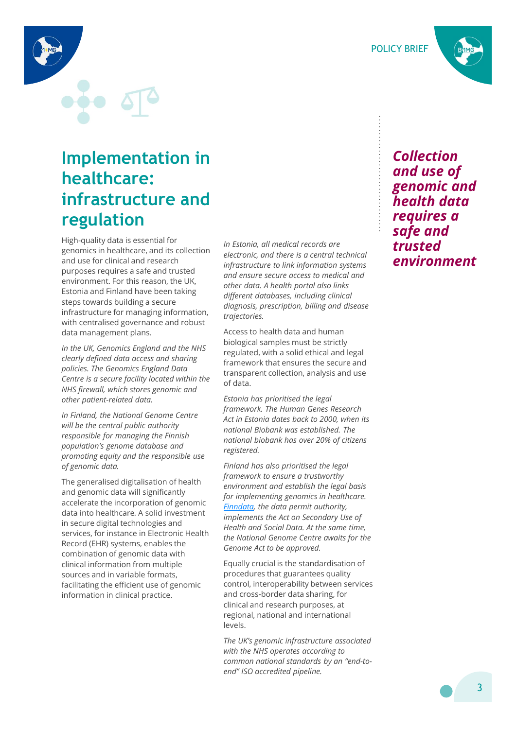# Implementation in healthcare: infrastructure and regulation

High-quality data is essential for genomics in healthcare, and its collection and use for clinical and research purposes requires a safe and trusted environment. For this reason, the UK, Estonia and Finland have been taking steps towards building a secure infrastructure for managing information, with centralised governance and robust data management plans.

*In the UK, Genomics England and the NHS clearly defined data access and sharing policies. The Genomics England Data Centre is a secure facility located within the NHS firewall, which stores genomic and other patient-related data.*

*In Finland, the National Genome Centre will be the central public authority responsible for managing the Finnish population's genome database and promoting equity and the responsible use of genomic data.*

The generalised digitalisation of health and genomic data will significantly accelerate the incorporation of genomic data into healthcare. A solid investment in secure digital technologies and services, for instance in Electronic Health Record (EHR) systems, enables the combination of genomic data with clinical information from multiple sources and in variable formats, facilitating the efficient use of genomic information in clinical practice.

*In Estonia, all medical records are electronic, and there is a central technical infrastructure to link information systems and ensure secure access to medical and other data. A health portal also links different databases, including clinical diagnosis, prescription, billing and disease trajectories.*

Access to health data and human biological samples must be strictly regulated, with a solid ethical and legal framework that ensures the secure and transparent collection, analysis and use of data.

*Estonia has prioritised the legal framework. The Human Genes Research Act in Estonia dates back to 2000, when its national Biobank was established. The national biobank has over 20% of citizens registered.*

*Finland has also prioritised the legal framework to ensure a trustworthy environment and establish the legal basis for implementing genomics in healthcare. Finndata, the data permit authority, implements the Act on Secondary Use of Health and Social Data. At the same time, the National Genome Centre awaits for the Genome Act to be approved.*

Equally crucial is the standardisation of procedures that guarantees quality control, interoperability between services and cross-border data sharing, for clinical and research purposes, at regional, national and international levels.

*The UK's genomic infrastructure associated with the NHS operates according to common national standards by an "end-to-end" ISO accredited pipeline.*

***Collection and use of genomic and health data requires a safe and trusted environment***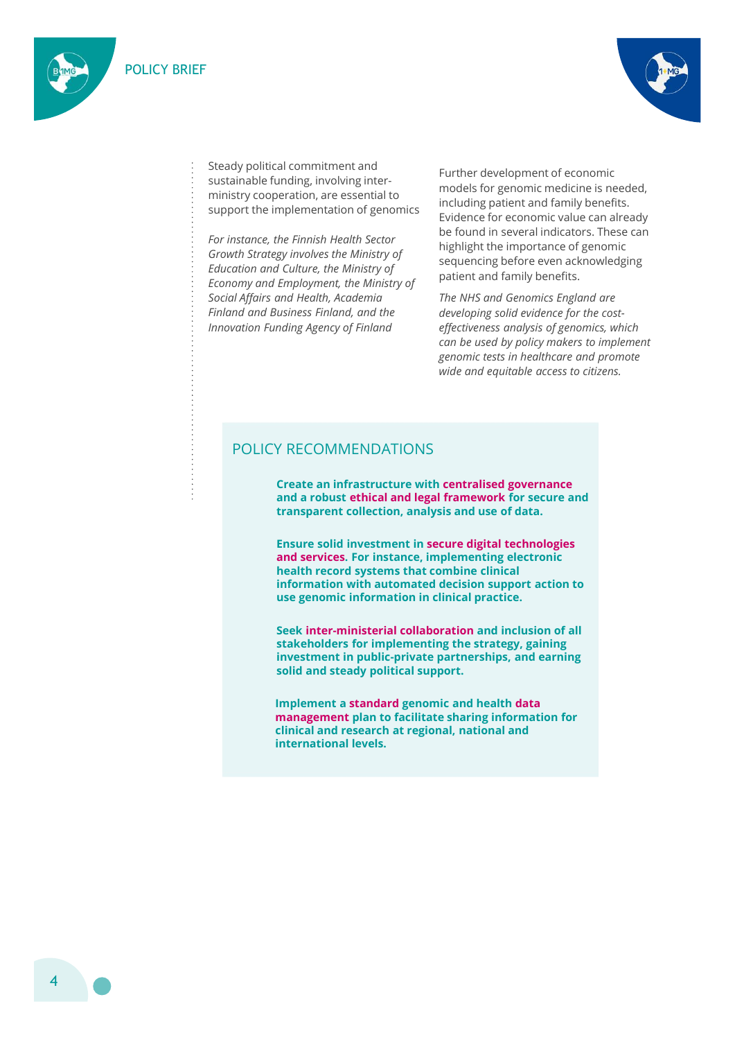Steady political commitment and sustainable funding, involving inter-ministry cooperation, are essential to support the implementation of genomics

*For instance, the Finnish Health Sector Growth Strategy involves the Ministry of Education and Culture, the Ministry of Economy and Employment, the Ministry of Social Affairs and Health, Academia Finland and Business Finland, and the Innovation Funding Agency of Finland*

Further development of economic models for genomic medicine is needed, including patient and family benefits. Evidence for economic value can already be found in several indicators. These can highlight the importance of genomic sequencing before even acknowledging patient and family benefits.

*The NHS and Genomics England are developing solid evidence for the cost-effectiveness analysis of genomics, which can be used by policy makers to implement genomic tests in healthcare and promote wide and equitable access to citizens.*

## POLICY RECOMMENDATIONS

**Create an infrastructure with centralised governance and a robust ethical and legal framework for secure and transparent collection, analysis and use of data.**

**Ensure solid investment in secure digital technologies and services. For instance, implementing electronic health record systems that combine clinical information with automated decision support action to use genomic information in clinical practice.**

**Seek inter-ministerial collaboration and inclusion of all stakeholders for implementing the strategy, gaining investment in public-private partnerships, and earning solid and steady political support.**

**Implement a standard genomic and health data management plan to facilitate sharing information for clinical and research at regional, national and international levels.**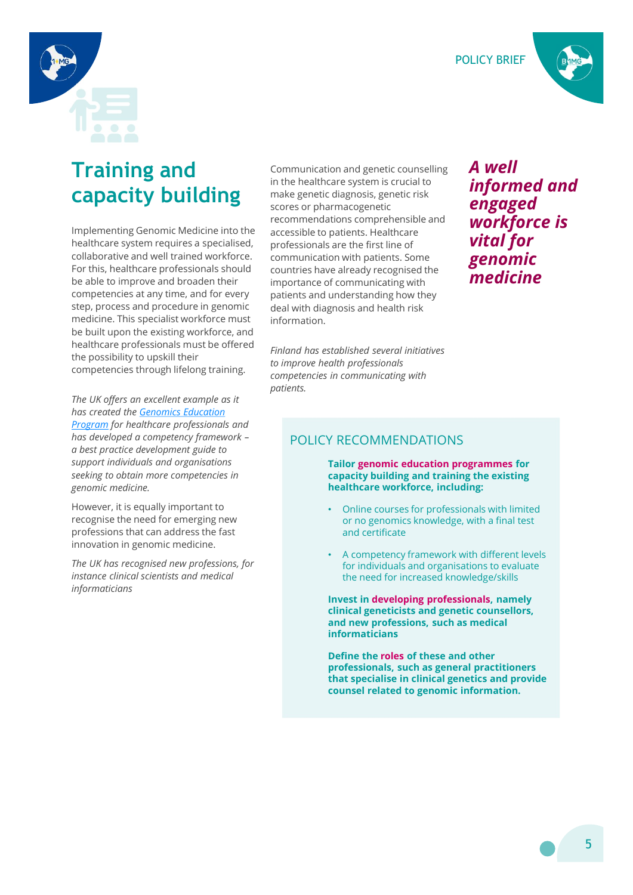# Training and capacity building

Implementing Genomic Medicine into the healthcare system requires a specialised, collaborative and well trained workforce. For this, healthcare professionals should be able to improve and broaden their competencies at any time, and for every step, process and procedure in genomic medicine. This specialist workforce must be built upon the existing workforce, and healthcare professionals must be offered the possibility to upskill their competencies through lifelong training.

*The UK offers an excellent example as it has created the Genomics Education Program for healthcare professionals and has developed a competency framework – a best practice development guide to support individuals and organisations seeking to obtain more competencies in genomic medicine.*

However, it is equally important to recognise the need for emerging new professions that can address the fast innovation in genomic medicine.

*The UK has recognised new professions, for instance clinical scientists and medical informaticians*

Communication and genetic counselling in the healthcare system is crucial to make genetic diagnosis, genetic risk scores or pharmacogenetic recommendations comprehensible and accessible to patients. Healthcare professionals are the first line of communication with patients. Some countries have already recognised the importance of communicating with patients and understanding how they deal with diagnosis and health risk information.

*Finland has established several initiatives to improve health professionals competencies in communicating with patients.*

***A well informed and engaged workforce is vital for genomic medicine***

## POLICY RECOMMENDATIONS

**Tailor genomic education programmes for capacity building and training the existing healthcare workforce, including:**

- Online courses for professionals with limited or no genomics knowledge, with a final test and certificate
- A competency framework with different levels for individuals and organisations to evaluate the need for increased knowledge/skills

**Invest in developing professionals, namely clinical geneticists and genetic counsellors, and new professions, such as medical informaticians**

**Define the roles of these and other professionals, such as general practitioners that specialise in clinical genetics and provide counsel related to genomic information.**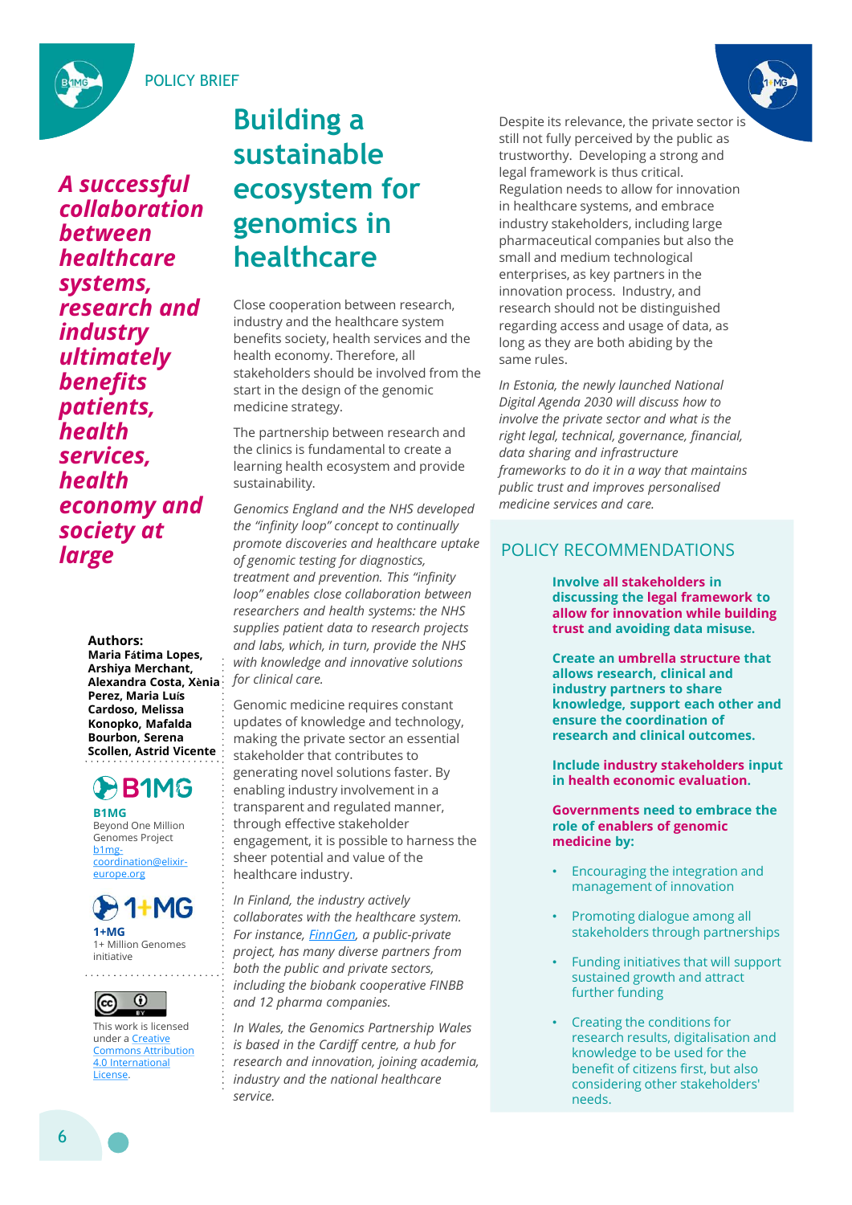POLICY BRIEF

***A successful collaboration between healthcare systems, research and industry ultimately benefits patients, health services, health economy and society at large***

**Authors:**
**Maria Fátima Lopes, Arshiya Merchant, Alexandra Costa, Xènia Perez, Maria Luís Cardoso, Melissa Konopko, Mafalda Bourbon, Serena Scollen, Astrid Vicente**

**B1MG**
Beyond One Million Genomes Project
[b1mg-coordination@elixir-europe.org](mailto:b1mg-coordination@elixir-europe.org)

**1+MG**
1+ Million Genomes initiative

This work is licensed under a [Creative Commons Attribution 4.0 International License](https://creativecommons.org/licenses/by/4.0/).

# Building a sustainable ecosystem for genomics in healthcare

Close cooperation between research, industry and the healthcare system benefits society, health services and the health economy. Therefore, all stakeholders should be involved from the start in the design of the genomic medicine strategy.

The partnership between research and the clinics is fundamental to create a learning health ecosystem and provide sustainability.

*Genomics England and the NHS developed the "infinity loop" concept to continually promote discoveries and healthcare uptake of genomic testing for diagnostics, treatment and prevention. This "infinity loop" enables close collaboration between researchers and health systems: the NHS supplies patient data to research projects and labs, which, in turn, provide the NHS with knowledge and innovative solutions for clinical care.*

Genomic medicine requires constant updates of knowledge and technology, making the private sector an essential stakeholder that contributes to generating novel solutions faster. By enabling industry involvement in a transparent and regulated manner, through effective stakeholder engagement, it is possible to harness the sheer potential and value of the healthcare industry.

*In Finland, the industry actively collaborates with the healthcare system. For instance, [FinnGen](https://www.finngen.fi/), a public-private project, has many diverse partners from both the public and private sectors, including the biobank cooperative FINBB and 12 pharma companies.*

*In Wales, the Genomics Partnership Wales is based in the Cardiff centre, a hub for research and innovation, joining academia, industry and the national healthcare service.*

Despite its relevance, the private sector is still not fully perceived by the public as trustworthy. Developing a strong and legal framework is thus critical. Regulation needs to allow for innovation in healthcare systems, and embrace industry stakeholders, including large pharmaceutical companies but also the small and medium technological enterprises, as key partners in the innovation process. Industry, and research should not be distinguished regarding access and usage of data, as long as they are both abiding by the same rules.

*In Estonia, the newly launched National Digital Agenda 2030 will discuss how to involve the private sector and what is the right legal, technical, governance, financial, data sharing and infrastructure frameworks to do it in a way that maintains public trust and improves personalised medicine services and care.*

## POLICY RECOMMENDATIONS

**Involve all stakeholders in discussing the legal framework to allow for innovation while building trust and avoiding data misuse.**

**Create an umbrella structure that allows research, clinical and industry partners to share knowledge, support each other and ensure the coordination of research and clinical outcomes.**

**Include industry stakeholders input in health economic evaluation.**

**Governments need to embrace the role of enablers of genomic medicine by:**

- Encouraging the integration and management of innovation
- Promoting dialogue among all stakeholders through partnerships
- Funding initiatives that will support sustained growth and attract further funding
- Creating the conditions for research results, digitalisation and knowledge to be used for the benefit of citizens first, but also considering other stakeholders' needs.